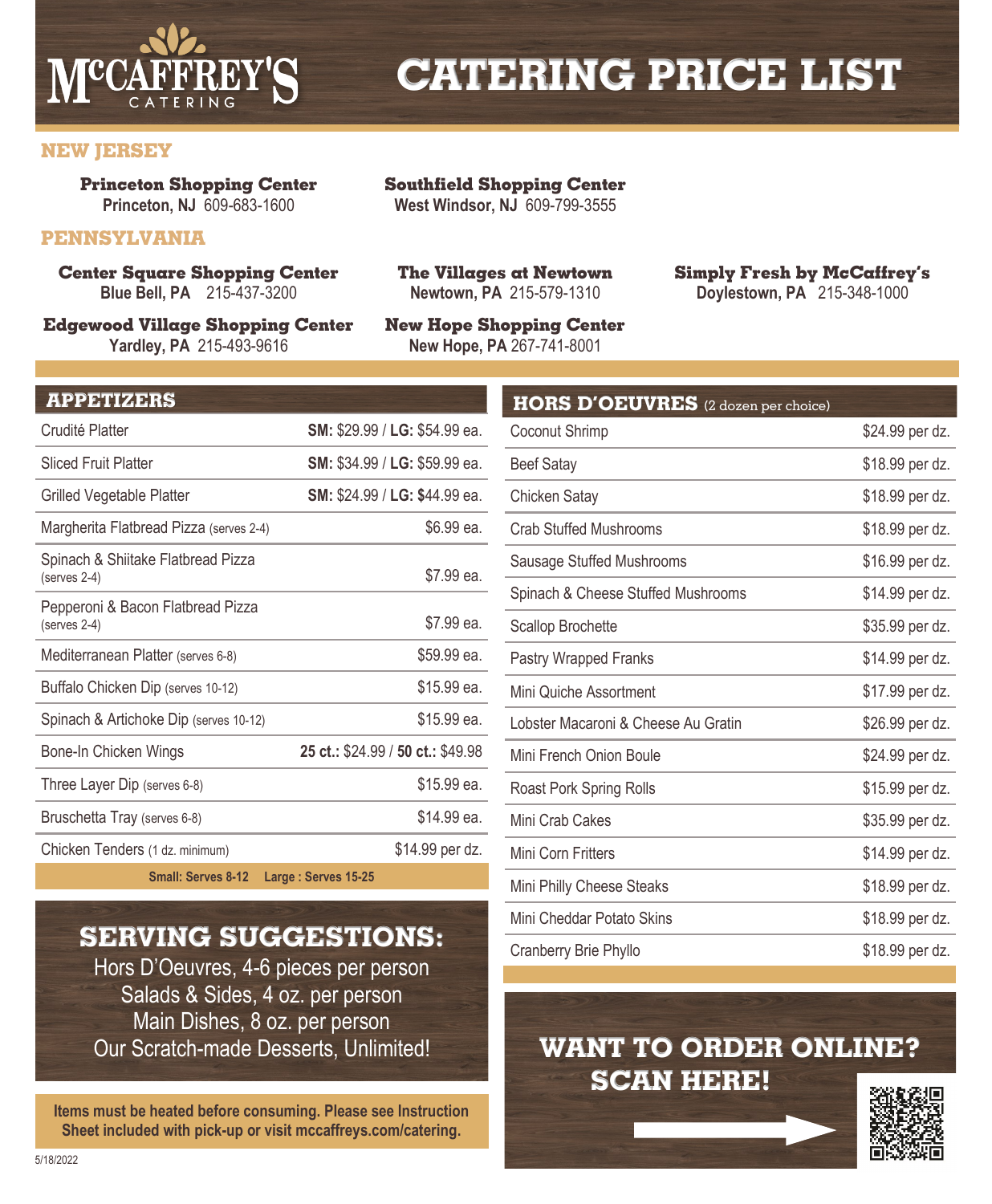# McCAFFREY'S CATERING

# CATERING PRICE LIST

## NEW JERSEY

**Princeton Shopping Center**
**Princeton, NJ** 609-683-1600

**Southfield Shopping Center**
**West Windsor, NJ** 609-799-3555

## PENNSYLVANIA

**Center Square Shopping Center**
**Blue Bell, PA** 215-437-3200

**The Villages at Newtown**
**Newtown, PA** 215-579-1310

**Simply Fresh by McCaffrey's**
**Doylestown, PA** 215-348-1000

**Edgewood Village Shopping Center**
**Yardley, PA** 215-493-9616

**New Hope Shopping Center**
**New Hope, PA** 267-741-8001

## APPETIZERS

| Item | Price |
|---|---|
| Crudité Platter | **SM:** $29.99 / **LG:** $54.99 ea. |
| Sliced Fruit Platter | **SM:** $34.99 / **LG:** $59.99 ea. |
| Grilled Vegetable Platter | **SM:** $24.99 / **LG:** $44.99 ea. |
| Margherita Flatbread Pizza (serves 2-4) | $6.99 ea. |
| Spinach & Shiitake Flatbread Pizza (serves 2-4) | $7.99 ea. |
| Pepperoni & Bacon Flatbread Pizza (serves 2-4) | $7.99 ea. |
| Mediterranean Platter (serves 6-8) | $59.99 ea. |
| Buffalo Chicken Dip (serves 10-12) | $15.99 ea. |
| Spinach & Artichoke Dip (serves 10-12) | $15.99 ea. |
| Bone-In Chicken Wings | **25 ct.:** $24.99 / **50 ct.:** $49.98 |
| Three Layer Dip (serves 6-8) | $15.99 ea. |
| Bruschetta Tray (serves 6-8) | $14.99 ea. |
| Chicken Tenders (1 dz. minimum) | $14.99 per dz. |

**Small: Serves 8-12 Large : Serves 15-25**

## HORS D'OEUVRES (2 dozen per choice)

| Item | Price |
|---|---|
| Coconut Shrimp | $24.99 per dz. |
| Beef Satay | $18.99 per dz. |
| Chicken Satay | $18.99 per dz. |
| Crab Stuffed Mushrooms | $18.99 per dz. |
| Sausage Stuffed Mushrooms | $16.99 per dz. |
| Spinach & Cheese Stuffed Mushrooms | $14.99 per dz. |
| Scallop Brochette | $35.99 per dz. |
| Pastry Wrapped Franks | $14.99 per dz. |
| Mini Quiche Assortment | $17.99 per dz. |
| Lobster Macaroni & Cheese Au Gratin | $26.99 per dz. |
| Mini French Onion Boule | $24.99 per dz. |
| Roast Pork Spring Rolls | $15.99 per dz. |
| Mini Crab Cakes | $35.99 per dz. |
| Mini Corn Fritters | $14.99 per dz. |
| Mini Philly Cheese Steaks | $18.99 per dz. |
| Mini Cheddar Potato Skins | $18.99 per dz. |
| Cranberry Brie Phyllo | $18.99 per dz. |

## SERVING SUGGESTIONS:

Hors D'Oeuvres, 4-6 pieces per person
Salads & Sides, 4 oz. per person
Main Dishes, 8 oz. per person
Our Scratch-made Desserts, Unlimited!

**Items must be heated before consuming. Please see Instruction Sheet included with pick-up or visit mccaffreys.com/catering.**

## WANT TO ORDER ONLINE? SCAN HERE!

5/18/2022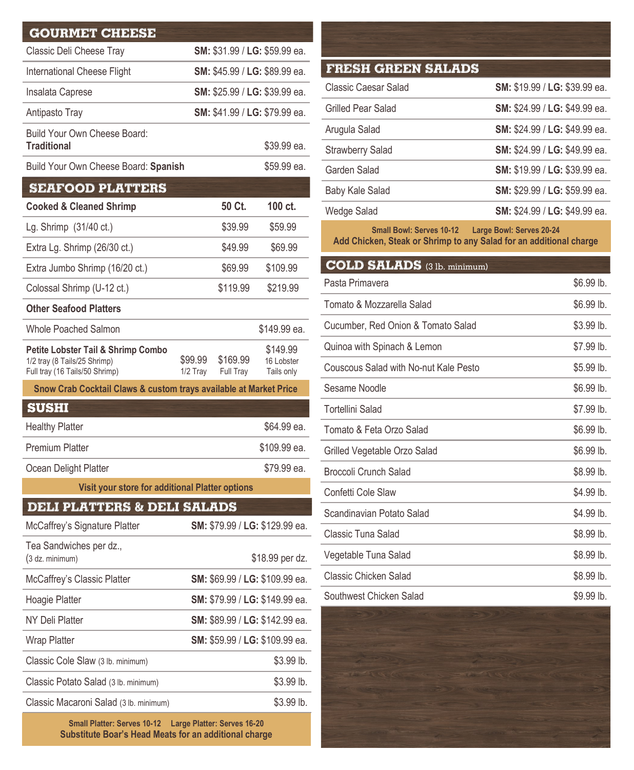## GOURMET CHEESE

| Item | Price |
|---|---|
| Classic Deli Cheese Tray | **SM:** $31.99 / **LG:** $59.99 ea. |
| International Cheese Flight | **SM:** $45.99 / **LG:** $89.99 ea. |
| Insalata Caprese | **SM:** $25.99 / **LG:** $39.99 ea. |
| Antipasto Tray | **SM:** $41.99 / **LG:** $79.99 ea. |
| Build Your Own Cheese Board: **Traditional** | $39.99 ea. |
| Build Your Own Cheese Board: **Spanish** | $59.99 ea. |

## SEAFOOD PLATTERS

| **Cooked & Cleaned Shrimp** | **50 Ct.** | **100 ct.** |
|---|---|---|
| Lg. Shrimp (31/40 ct.) | $39.99 | $59.99 |
| Extra Lg. Shrimp (26/30 ct.) | $49.99 | $69.99 |
| Extra Jumbo Shrimp (16/20 ct.) | $69.99 | $109.99 |
| Colossal Shrimp (U-12 ct.) | $119.99 | $219.99 |

**Other Seafood Platters**

| Item | | | |
|---|---|---|---|
| Whole Poached Salmon | | | $149.99 ea. |
| **Petite Lobster Tail & Shrimp Combo** 1/2 tray (8 Tails/25 Shrimp) Full tray (16 Tails/50 Shrimp) | $99.99 1/2 Tray | $169.99 Full Tray | $149.99 16 Lobster Tails only |

**Snow Crab Cocktail Claws & custom trays available at Market Price**

## SUSHI

| Item | Price |
|---|---|
| Healthy Platter | $64.99 ea. |
| Premium Platter | $109.99 ea. |
| Ocean Delight Platter | $79.99 ea. |

**Visit your store for additional Platter options**

## DELI PLATTERS & DELI SALADS

| Item | Price |
|---|---|
| McCaffrey's Signature Platter | **SM:** $79.99 / **LG:** $129.99 ea. |
| Tea Sandwiches per dz., (3 dz. minimum) | $18.99 per dz. |
| McCaffrey's Classic Platter | **SM:** $69.99 / **LG:** $109.99 ea. |
| Hoagie Platter | **SM:** $79.99 / **LG:** $149.99 ea. |
| NY Deli Platter | **SM:** $89.99 / **LG:** $142.99 ea. |
| Wrap Platter | **SM:** $59.99 / **LG:** $109.99 ea. |
| Classic Cole Slaw (3 lb. minimum) | $3.99 lb. |
| Classic Potato Salad (3 lb. minimum) | $3.99 lb. |
| Classic Macaroni Salad (3 lb. minimum) | $3.99 lb. |

**Small Platter: Serves 10-12 Large Platter: Serves 16-20**
**Substitute Boar's Head Meats for an additional charge**

## FRESH GREEN SALADS

| Item | Price |
|---|---|
| Classic Caesar Salad | **SM:** $19.99 / **LG:** $39.99 ea. |
| Grilled Pear Salad | **SM:** $24.99 / **LG:** $49.99 ea. |
| Arugula Salad | **SM:** $24.99 / **LG:** $49.99 ea. |
| Strawberry Salad | **SM:** $24.99 / **LG:** $49.99 ea. |
| Garden Salad | **SM:** $19.99 / **LG:** $39.99 ea. |
| Baby Kale Salad | **SM:** $29.99 / **LG:** $59.99 ea. |
| Wedge Salad | **SM:** $24.99 / **LG:** $49.99 ea. |

**Small Bowl: Serves 10-12 Large Bowl: Serves 20-24**
**Add Chicken, Steak or Shrimp to any Salad for an additional charge**

## COLD SALADS (3 lb. minimum)

| Item | Price |
|---|---|
| Pasta Primavera | $6.99 lb. |
| Tomato & Mozzarella Salad | $6.99 lb. |
| Cucumber, Red Onion & Tomato Salad | $3.99 lb. |
| Quinoa with Spinach & Lemon | $7.99 lb. |
| Couscous Salad with No-nut Kale Pesto | $5.99 lb. |
| Sesame Noodle | $6.99 lb. |
| Tortellini Salad | $7.99 lb. |
| Tomato & Feta Orzo Salad | $6.99 lb. |
| Grilled Vegetable Orzo Salad | $6.99 lb. |
| Broccoli Crunch Salad | $8.99 lb. |
| Confetti Cole Slaw | $4.99 lb. |
| Scandinavian Potato Salad | $4.99 lb. |
| Classic Tuna Salad | $8.99 lb. |
| Vegetable Tuna Salad | $8.99 lb. |
| Classic Chicken Salad | $8.99 lb. |
| Southwest Chicken Salad | $9.99 lb. |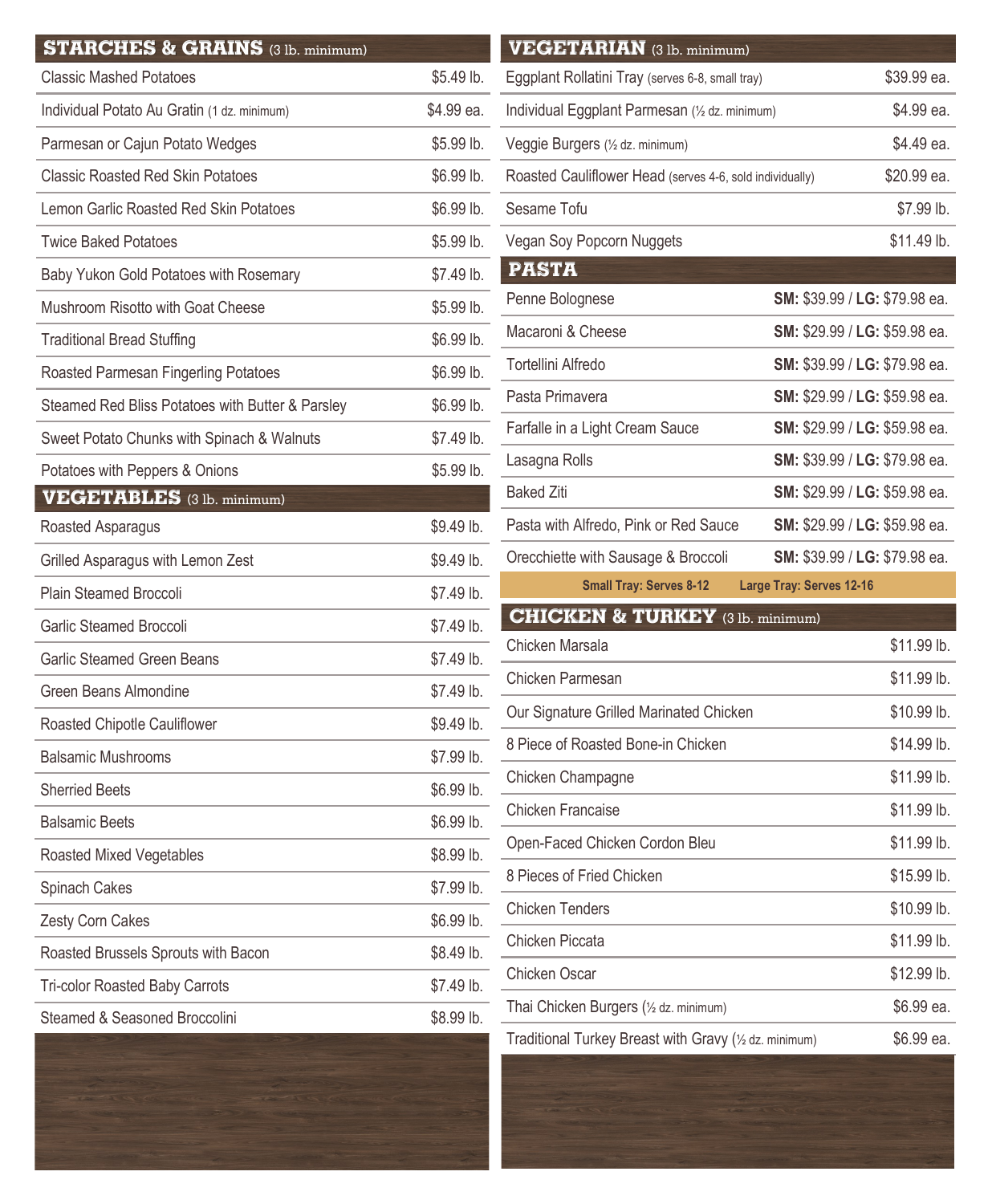## STARCHES & GRAINS (3 lb. minimum)

| Item | Price |
| --- | --- |
| Classic Mashed Potatoes | $5.49 lb. |
| Individual Potato Au Gratin (1 dz. minimum) | $4.99 ea. |
| Parmesan or Cajun Potato Wedges | $5.99 lb. |
| Classic Roasted Red Skin Potatoes | $6.99 lb. |
| Lemon Garlic Roasted Red Skin Potatoes | $6.99 lb. |
| Twice Baked Potatoes | $5.99 lb. |
| Baby Yukon Gold Potatoes with Rosemary | $7.49 lb. |
| Mushroom Risotto with Goat Cheese | $5.99 lb. |
| Traditional Bread Stuffing | $6.99 lb. |
| Roasted Parmesan Fingerling Potatoes | $6.99 lb. |
| Steamed Red Bliss Potatoes with Butter & Parsley | $6.99 lb. |
| Sweet Potato Chunks with Spinach & Walnuts | $7.49 lb. |
| Potatoes with Peppers & Onions | $5.99 lb. |

## VEGETABLES (3 lb. minimum)

| Item | Price |
| --- | --- |
| Roasted Asparagus | $9.49 lb. |
| Grilled Asparagus with Lemon Zest | $9.49 lb. |
| Plain Steamed Broccoli | $7.49 lb. |
| Garlic Steamed Broccoli | $7.49 lb. |
| Garlic Steamed Green Beans | $7.49 lb. |
| Green Beans Almondine | $7.49 lb. |
| Roasted Chipotle Cauliflower | $9.49 lb. |
| Balsamic Mushrooms | $7.99 lb. |
| Sherried Beets | $6.99 lb. |
| Balsamic Beets | $6.99 lb. |
| Roasted Mixed Vegetables | $8.99 lb. |
| Spinach Cakes | $7.99 lb. |
| Zesty Corn Cakes | $6.99 lb. |
| Roasted Brussels Sprouts with Bacon | $8.49 lb. |
| Tri-color Roasted Baby Carrots | $7.49 lb. |
| Steamed & Seasoned Broccolini | $8.99 lb. |

## VEGETARIAN (3 lb. minimum)

| Item | Price |
| --- | --- |
| Eggplant Rollatini Tray (serves 6-8, small tray) | $39.99 ea. |
| Individual Eggplant Parmesan (½ dz. minimum) | $4.99 ea. |
| Veggie Burgers (½ dz. minimum) | $4.49 ea. |
| Roasted Cauliflower Head (serves 4-6, sold individually) | $20.99 ea. |
| Sesame Tofu | $7.99 lb. |
| Vegan Soy Popcorn Nuggets | $11.49 lb. |

## PASTA

| Item | Price |
| --- | --- |
| Penne Bolognese | **SM:** $39.99 / **LG:** $79.98 ea. |
| Macaroni & Cheese | **SM:** $29.99 / **LG:** $59.98 ea. |
| Tortellini Alfredo | **SM:** $39.99 / **LG:** $79.98 ea. |
| Pasta Primavera | **SM:** $29.99 / **LG:** $59.98 ea. |
| Farfalle in a Light Cream Sauce | **SM:** $29.99 / **LG:** $59.98 ea. |
| Lasagna Rolls | **SM:** $39.99 / **LG:** $79.98 ea. |
| Baked Ziti | **SM:** $29.99 / **LG:** $59.98 ea. |
| Pasta with Alfredo, Pink or Red Sauce | **SM:** $29.99 / **LG:** $59.98 ea. |
| Orecchiette with Sausage & Broccoli | **SM:** $39.99 / **LG:** $79.98 ea. |

**Small Tray: Serves 8-12** **Large Tray: Serves 12-16**

## CHICKEN & TURKEY (3 lb. minimum)

| Item | Price |
| --- | --- |
| Chicken Marsala | $11.99 lb. |
| Chicken Parmesan | $11.99 lb. |
| Our Signature Grilled Marinated Chicken | $10.99 lb. |
| 8 Piece of Roasted Bone-in Chicken | $14.99 lb. |
| Chicken Champagne | $11.99 lb. |
| Chicken Francaise | $11.99 lb. |
| Open-Faced Chicken Cordon Bleu | $11.99 lb. |
| 8 Pieces of Fried Chicken | $15.99 lb. |
| Chicken Tenders | $10.99 lb. |
| Chicken Piccata | $11.99 lb. |
| Chicken Oscar | $12.99 lb. |
| Thai Chicken Burgers (½ dz. minimum) | $6.99 ea. |
| Traditional Turkey Breast with Gravy (½ dz. minimum) | $6.99 ea. |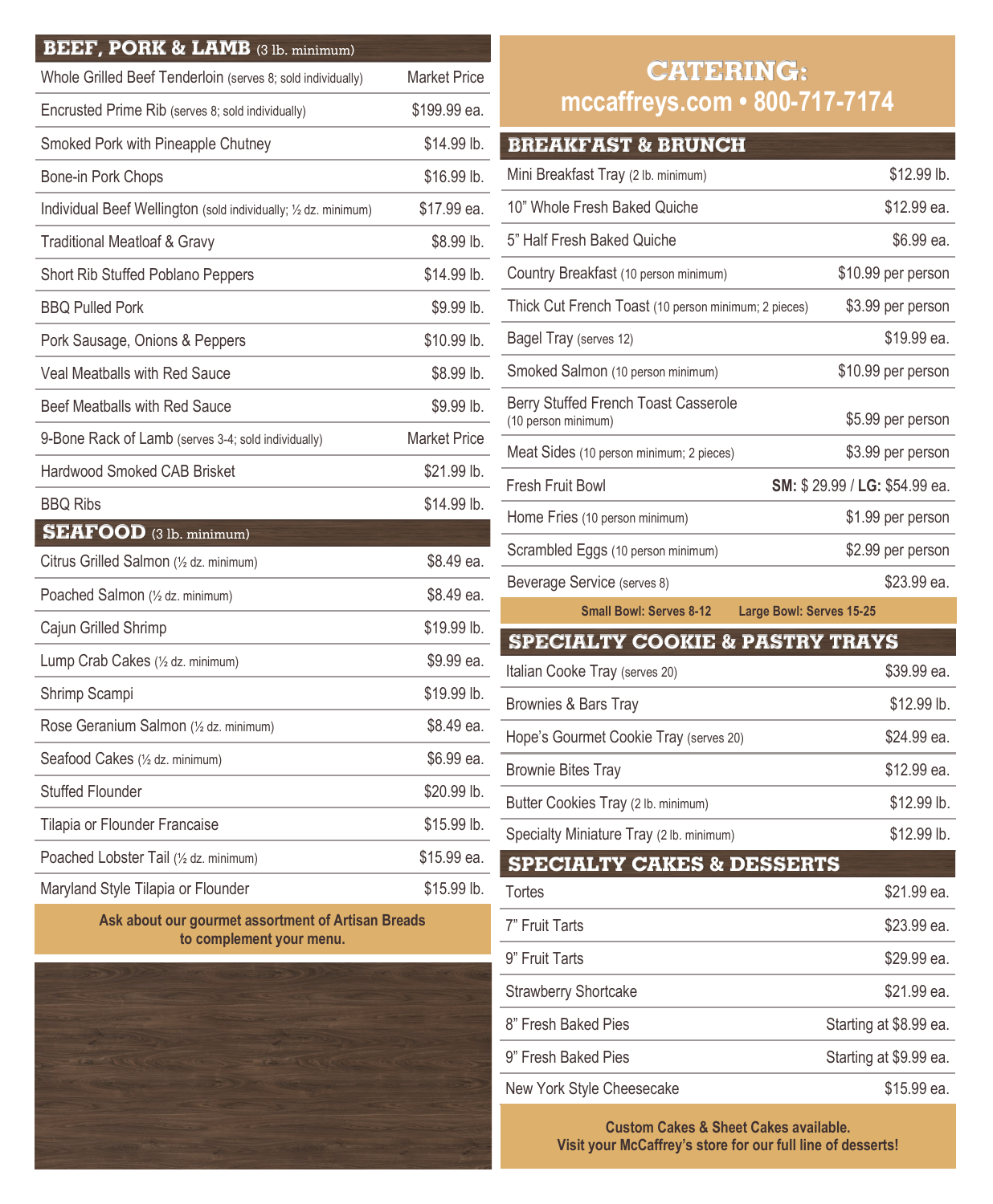## BEEF, PORK & LAMB (3 lb. minimum)

| | |
|---|---|
| Whole Grilled Beef Tenderloin (serves 8; sold individually) | Market Price |
| Encrusted Prime Rib (serves 8; sold individually) | $199.99 ea. |
| Smoked Pork with Pineapple Chutney | $14.99 lb. |
| Bone-in Pork Chops | $16.99 lb. |
| Individual Beef Wellington (sold individually; ½ dz. minimum) | $17.99 ea. |
| Traditional Meatloaf & Gravy | $8.99 lb. |
| Short Rib Stuffed Poblano Peppers | $14.99 lb. |
| BBQ Pulled Pork | $9.99 lb. |
| Pork Sausage, Onions & Peppers | $10.99 lb. |
| Veal Meatballs with Red Sauce | $8.99 lb. |
| Beef Meatballs with Red Sauce | $9.99 lb. |
| 9-Bone Rack of Lamb (serves 3-4; sold individually) | Market Price |
| Hardwood Smoked CAB Brisket | $21.99 lb. |
| BBQ Ribs | $14.99 lb. |

## SEAFOOD (3 lb. minimum)

| | |
|---|---|
| Citrus Grilled Salmon (½ dz. minimum) | $8.49 ea. |
| Poached Salmon (½ dz. minimum) | $8.49 ea. |
| Cajun Grilled Shrimp | $19.99 lb. |
| Lump Crab Cakes (½ dz. minimum) | $9.99 ea. |
| Shrimp Scampi | $19.99 lb. |
| Rose Geranium Salmon (½ dz. minimum) | $8.49 ea. |
| Seafood Cakes (½ dz. minimum) | $6.99 ea. |
| Stuffed Flounder | $20.99 lb. |
| Tilapia or Flounder Francaise | $15.99 lb. |
| Poached Lobster Tail (½ dz. minimum) | $15.99 ea. |
| Maryland Style Tilapia or Flounder | $15.99 lb. |

**Ask about our gourmet assortment of Artisan Breads to complement your menu.**

# CATERING:
# mccaffreys.com • 800-717-7174

## BREAKFAST & BRUNCH

| | |
|---|---|
| Mini Breakfast Tray (2 lb. minimum) | $12.99 lb. |
| 10" Whole Fresh Baked Quiche | $12.99 ea. |
| 5" Half Fresh Baked Quiche | $6.99 ea. |
| Country Breakfast (10 person minimum) | $10.99 per person |
| Thick Cut French Toast (10 person minimum; 2 pieces) | $3.99 per person |
| Bagel Tray (serves 12) | $19.99 ea. |
| Smoked Salmon (10 person minimum) | $10.99 per person |
| Berry Stuffed French Toast Casserole (10 person minimum) | $5.99 per person |
| Meat Sides (10 person minimum; 2 pieces) | $3.99 per person |
| Fresh Fruit Bowl | **SM:** $ 29.99 / **LG:** $54.99 ea. |
| Home Fries (10 person minimum) | $1.99 per person |
| Scrambled Eggs (10 person minimum) | $2.99 per person |
| Beverage Service (serves 8) | $23.99 ea. |

**Small Bowl: Serves 8-12     Large Bowl: Serves 15-25**

## SPECIALTY COOKIE & PASTRY TRAYS

| | |
|---|---|
| Italian Cooke Tray (serves 20) | $39.99 ea. |
| Brownies & Bars Tray | $12.99 lb. |
| Hope's Gourmet Cookie Tray (serves 20) | $24.99 ea. |
| Brownie Bites Tray | $12.99 ea. |
| Butter Cookies Tray (2 lb. minimum) | $12.99 lb. |
| Specialty Miniature Tray (2 lb. minimum) | $12.99 lb. |

## SPECIALTY CAKES & DESSERTS

| | |
|---|---|
| Tortes | $21.99 ea. |
| 7" Fruit Tarts | $23.99 ea. |
| 9" Fruit Tarts | $29.99 ea. |
| Strawberry Shortcake | $21.99 ea. |
| 8" Fresh Baked Pies | Starting at $8.99 ea. |
| 9" Fresh Baked Pies | Starting at $9.99 ea. |
| New York Style Cheesecake | $15.99 ea. |

**Custom Cakes & Sheet Cakes available.**
**Visit your McCaffrey's store for our full line of desserts!**